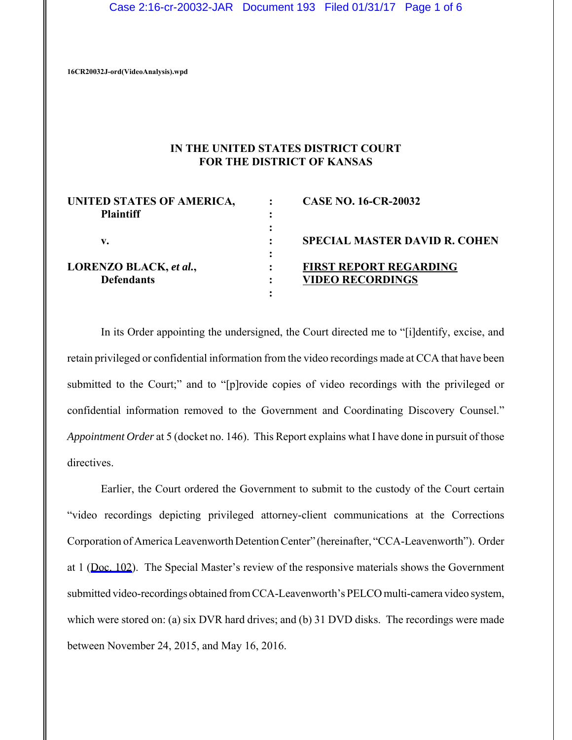16CR20032J-ord(VideoAnalysis).wpd

**IN THE UNITED STATES DISTRICT COURT**
**FOR THE DISTRICT OF KANSAS**

| | | |
|---|---|---|
| **UNITED STATES OF AMERICA,** | : | **CASE NO. 16-CR-20032** |
| **Plaintiff** | : | |
| | : | |
| **v.** | : | **SPECIAL MASTER DAVID R. COHEN** |
| | : | |
| **LORENZO BLACK, *et al.*,** | : | **FIRST REPORT REGARDING** |
| **Defendants** | : | **VIDEO RECORDINGS** |
| | : | |

In its Order appointing the undersigned, the Court directed me to "[i]dentify, excise, and retain privileged or confidential information from the video recordings made at CCA that have been submitted to the Court;" and to "[p]rovide copies of video recordings with the privileged or confidential information removed to the Government and Coordinating Discovery Counsel." *Appointment Order* at 5 (docket no. 146). This Report explains what I have done in pursuit of those directives.

Earlier, the Court ordered the Government to submit to the custody of the Court certain "video recordings depicting privileged attorney-client communications at the Corrections Corporation of America Leavenworth Detention Center" (hereinafter, "CCA-Leavenworth"). Order at 1 (Doc. 102). The Special Master's review of the responsive materials shows the Government submitted video-recordings obtained from CCA-Leavenworth's PELCO multi-camera video system, which were stored on: (a) six DVR hard drives; and (b) 31 DVD disks. The recordings were made between November 24, 2015, and May 16, 2016.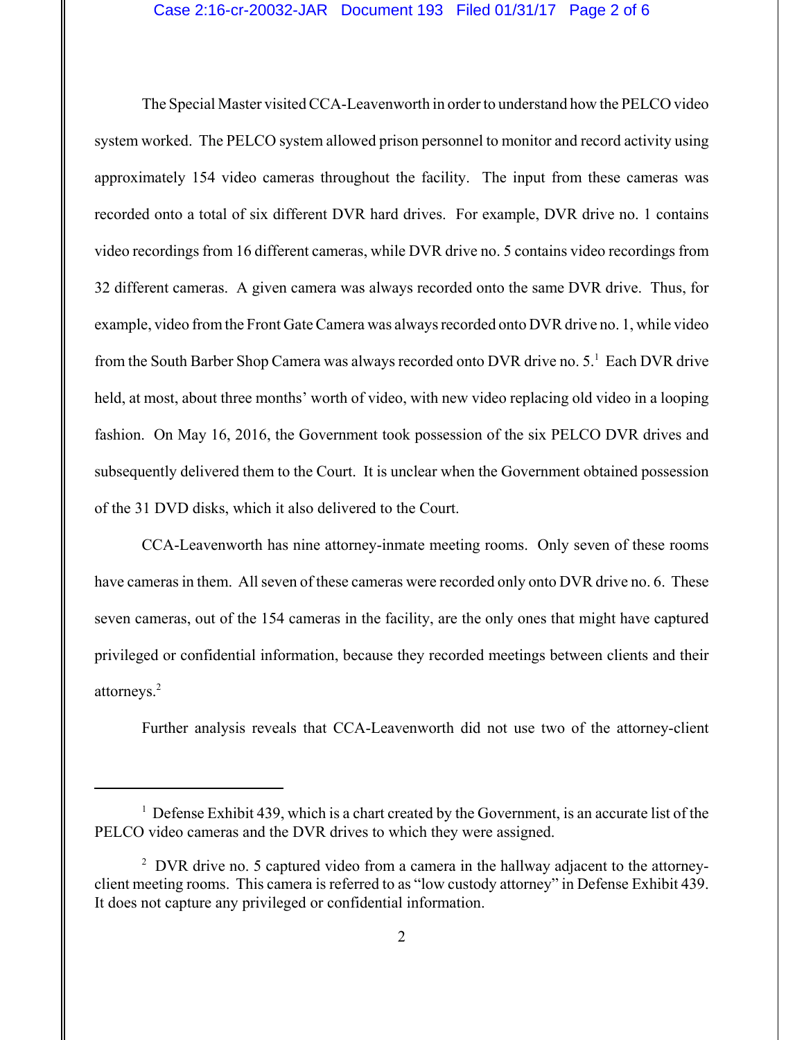The Special Master visited CCA-Leavenworth in order to understand how the PELCO video system worked. The PELCO system allowed prison personnel to monitor and record activity using approximately 154 video cameras throughout the facility. The input from these cameras was recorded onto a total of six different DVR hard drives. For example, DVR drive no. 1 contains video recordings from 16 different cameras, while DVR drive no. 5 contains video recordings from 32 different cameras. A given camera was always recorded onto the same DVR drive. Thus, for example, video from the Front Gate Camera was always recorded onto DVR drive no. 1, while video from the South Barber Shop Camera was always recorded onto DVR drive no. 5.[1] Each DVR drive held, at most, about three months' worth of video, with new video replacing old video in a looping fashion. On May 16, 2016, the Government took possession of the six PELCO DVR drives and subsequently delivered them to the Court. It is unclear when the Government obtained possession of the 31 DVD disks, which it also delivered to the Court.

CCA-Leavenworth has nine attorney-inmate meeting rooms. Only seven of these rooms have cameras in them. All seven of these cameras were recorded only onto DVR drive no. 6. These seven cameras, out of the 154 cameras in the facility, are the only ones that might have captured privileged or confidential information, because they recorded meetings between clients and their attorneys.[2]

Further analysis reveals that CCA-Leavenworth did not use two of the attorney-client

---

[1] Defense Exhibit 439, which is a chart created by the Government, is an accurate list of the PELCO video cameras and the DVR drives to which they were assigned.

[2] DVR drive no. 5 captured video from a camera in the hallway adjacent to the attorney-client meeting rooms. This camera is referred to as "low custody attorney" in Defense Exhibit 439. It does not capture any privileged or confidential information.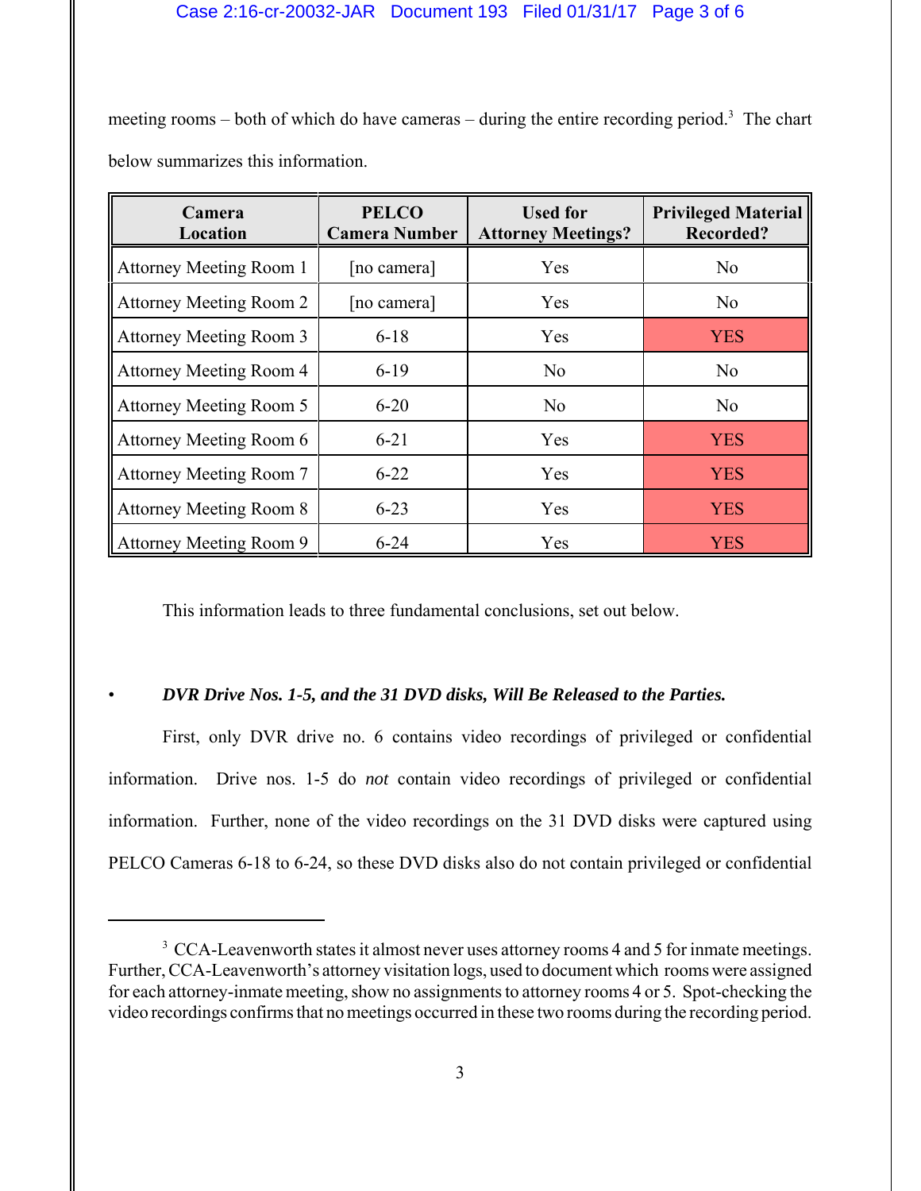meeting rooms – both of which do have cameras – during the entire recording period.[3] The chart below summarizes this information.

| Camera Location | PELCO Camera Number | Used for Attorney Meetings? | Privileged Material Recorded? |
|---|---|---|---|
| Attorney Meeting Room 1 | [no camera] | Yes | No |
| Attorney Meeting Room 2 | [no camera] | Yes | No |
| Attorney Meeting Room 3 | 6-18 | Yes | YES |
| Attorney Meeting Room 4 | 6-19 | No | No |
| Attorney Meeting Room 5 | 6-20 | No | No |
| Attorney Meeting Room 6 | 6-21 | Yes | YES |
| Attorney Meeting Room 7 | 6-22 | Yes | YES |
| Attorney Meeting Room 8 | 6-23 | Yes | YES |
| Attorney Meeting Room 9 | 6-24 | Yes | YES |

This information leads to three fundamental conclusions, set out below.

- ***DVR Drive Nos. 1-5, and the 31 DVD disks, Will Be Released to the Parties.***

First, only DVR drive no. 6 contains video recordings of privileged or confidential information. Drive nos. 1-5 do *not* contain video recordings of privileged or confidential information. Further, none of the video recordings on the 31 DVD disks were captured using PELCO Cameras 6-18 to 6-24, so these DVD disks also do not contain privileged or confidential

[3] CCA-Leavenworth states it almost never uses attorney rooms 4 and 5 for inmate meetings. Further, CCA-Leavenworth's attorney visitation logs, used to document which rooms were assigned for each attorney-inmate meeting, show no assignments to attorney rooms 4 or 5. Spot-checking the video recordings confirms that no meetings occurred in these two rooms during the recording period.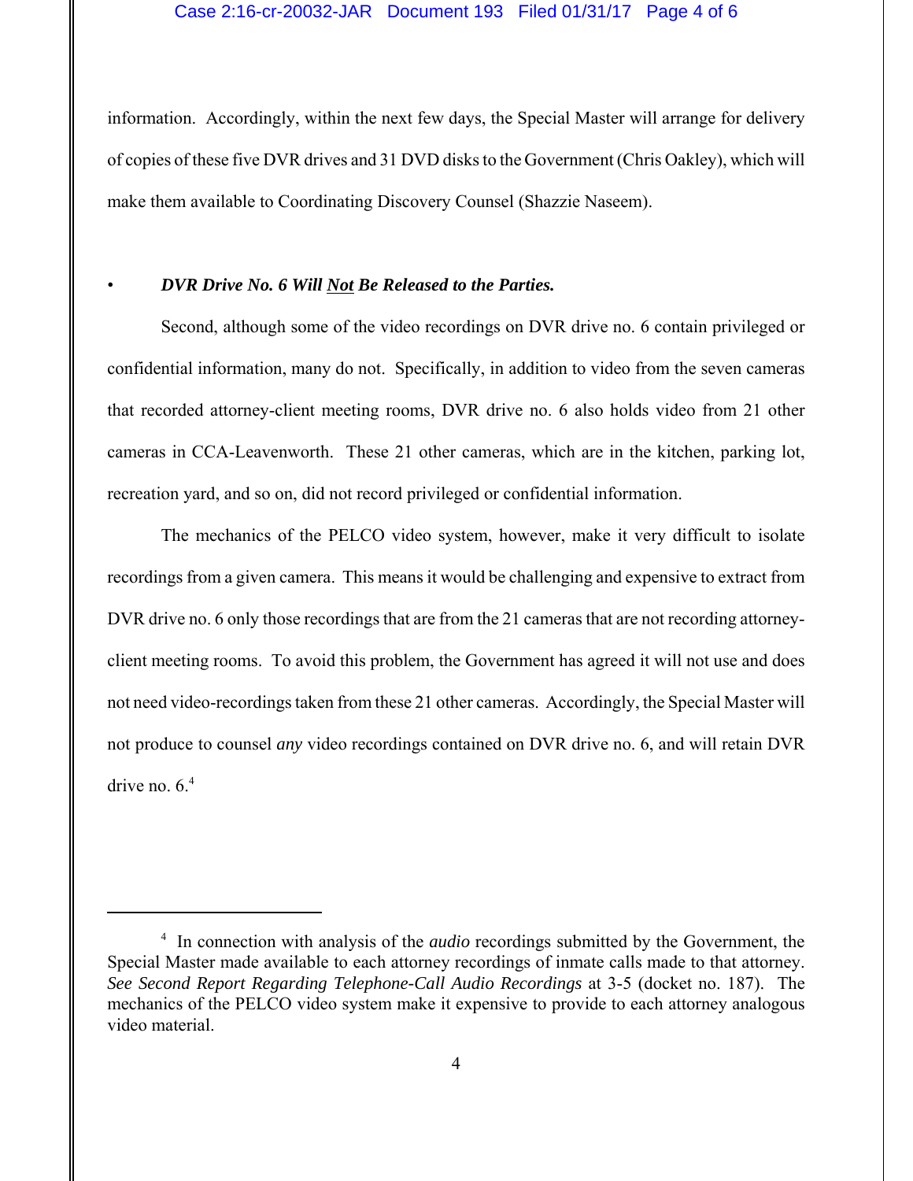information. Accordingly, within the next few days, the Special Master will arrange for delivery of copies of these five DVR drives and 31 DVD disks to the Government (Chris Oakley), which will make them available to Coordinating Discovery Counsel (Shazzie Naseem).

- ***DVR Drive No. 6 Will <u>Not</u> Be Released to the Parties.***

Second, although some of the video recordings on DVR drive no. 6 contain privileged or confidential information, many do not. Specifically, in addition to video from the seven cameras that recorded attorney-client meeting rooms, DVR drive no. 6 also holds video from 21 other cameras in CCA-Leavenworth. These 21 other cameras, which are in the kitchen, parking lot, recreation yard, and so on, did not record privileged or confidential information.

The mechanics of the PELCO video system, however, make it very difficult to isolate recordings from a given camera. This means it would be challenging and expensive to extract from DVR drive no. 6 only those recordings that are from the 21 cameras that are not recording attorney-client meeting rooms. To avoid this problem, the Government has agreed it will not use and does not need video-recordings taken from these 21 other cameras. Accordingly, the Special Master will not produce to counsel *any* video recordings contained on DVR drive no. 6, and will retain DVR drive no. 6.[4]

---

[4] In connection with analysis of the *audio* recordings submitted by the Government, the Special Master made available to each attorney recordings of inmate calls made to that attorney. *See Second Report Regarding Telephone-Call Audio Recordings* at 3-5 (docket no. 187). The mechanics of the PELCO video system make it expensive to provide to each attorney analogous video material.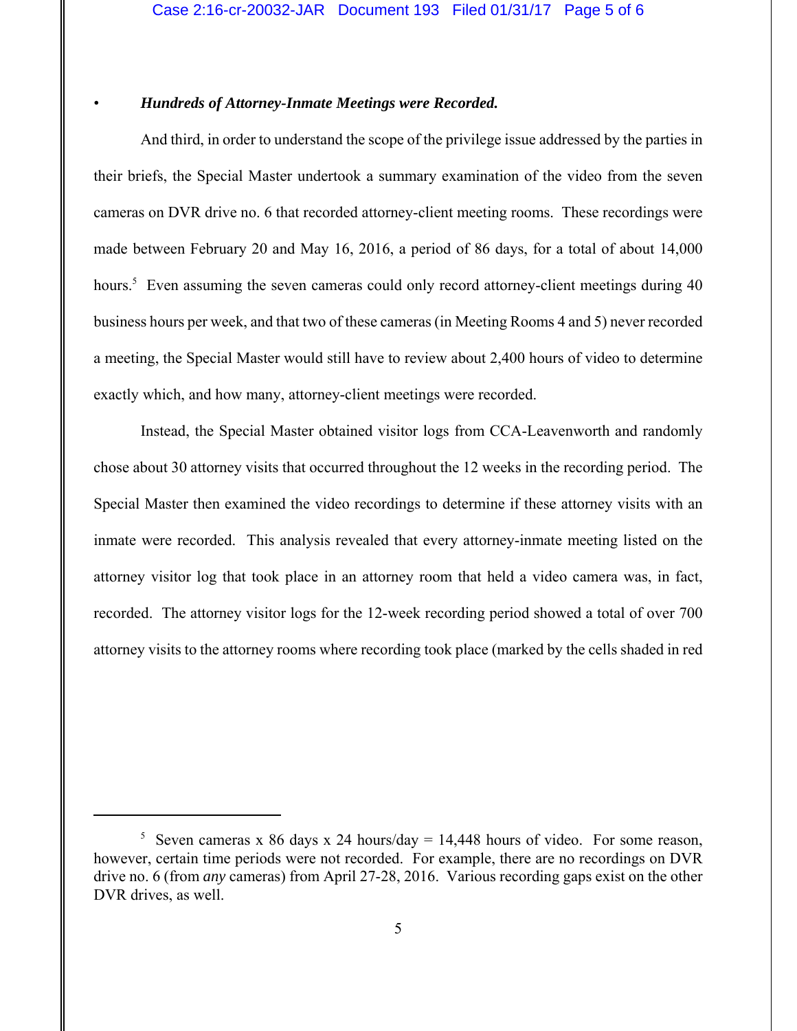- ***Hundreds of Attorney-Inmate Meetings were Recorded.***

And third, in order to understand the scope of the privilege issue addressed by the parties in their briefs, the Special Master undertook a summary examination of the video from the seven cameras on DVR drive no. 6 that recorded attorney-client meeting rooms. These recordings were made between February 20 and May 16, 2016, a period of 86 days, for a total of about 14,000 hours.[5] Even assuming the seven cameras could only record attorney-client meetings during 40 business hours per week, and that two of these cameras (in Meeting Rooms 4 and 5) never recorded a meeting, the Special Master would still have to review about 2,400 hours of video to determine exactly which, and how many, attorney-client meetings were recorded.

Instead, the Special Master obtained visitor logs from CCA-Leavenworth and randomly chose about 30 attorney visits that occurred throughout the 12 weeks in the recording period. The Special Master then examined the video recordings to determine if these attorney visits with an inmate were recorded. This analysis revealed that every attorney-inmate meeting listed on the attorney visitor log that took place in an attorney room that held a video camera was, in fact, recorded. The attorney visitor logs for the 12-week recording period showed a total of over 700 attorney visits to the attorney rooms where recording took place (marked by the cells shaded in red

---

[5] Seven cameras x 86 days x 24 hours/day = 14,448 hours of video. For some reason, however, certain time periods were not recorded. For example, there are no recordings on DVR drive no. 6 (from *any* cameras) from April 27-28, 2016. Various recording gaps exist on the other DVR drives, as well.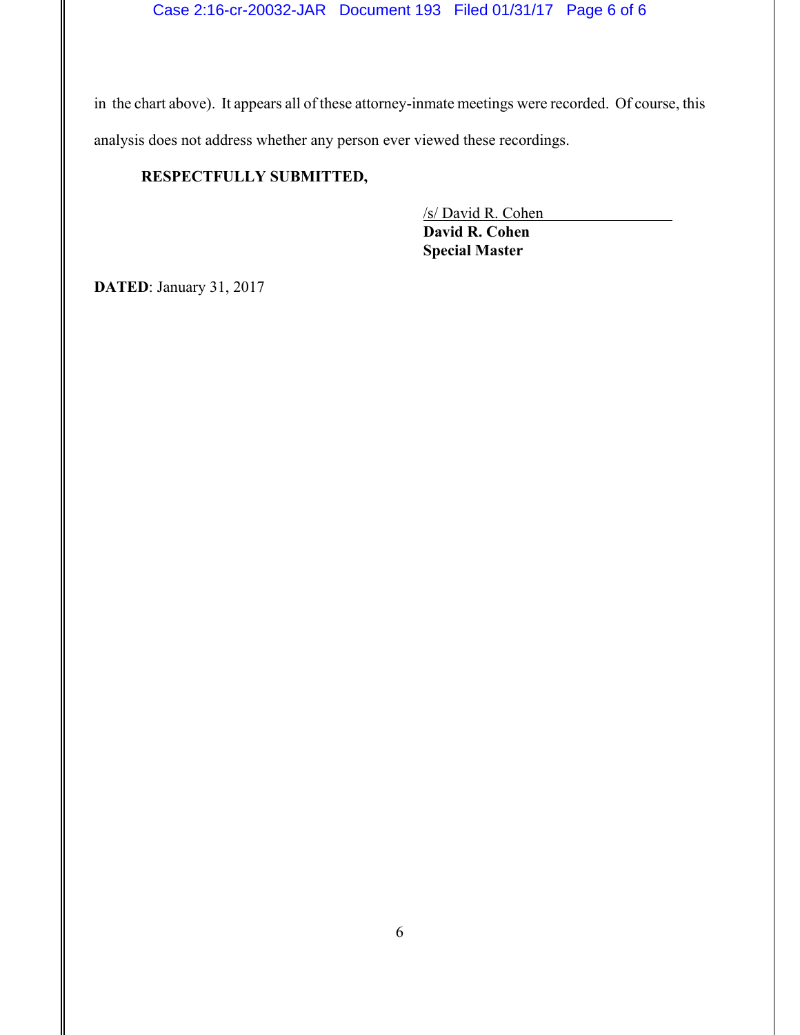in the chart above). It appears all of these attorney-inmate meetings were recorded. Of course, this analysis does not address whether any person ever viewed these recordings.

**RESPECTFULLY SUBMITTED,**

/s/ David R. Cohen
**David R. Cohen**
**Special Master**

**DATED**: January 31, 2017